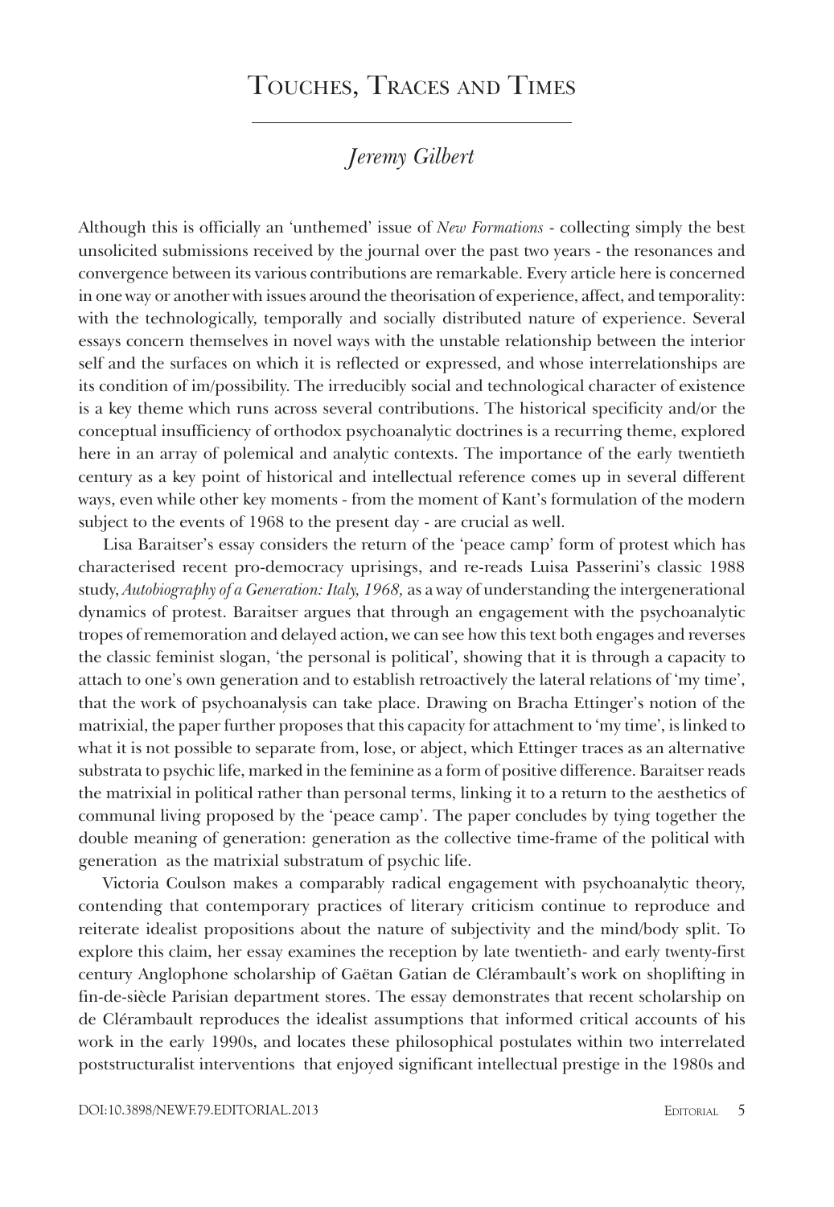# Touches, Traces and Times

*Jeremy Gilbert*

Although this is officially an 'unthemed' issue of *New Formations* - collecting simply the best unsolicited submissions received by the journal over the past two years - the resonances and convergence between its various contributions are remarkable. Every article here is concerned in one way or another with issues around the theorisation of experience, affect, and temporality: with the technologically, temporally and socially distributed nature of experience. Several essays concern themselves in novel ways with the unstable relationship between the interior self and the surfaces on which it is reflected or expressed, and whose interrelationships are its condition of im/possibility. The irreducibly social and technological character of existence is a key theme which runs across several contributions. The historical specificity and/or the conceptual insufficiency of orthodox psychoanalytic doctrines is a recurring theme, explored here in an array of polemical and analytic contexts. The importance of the early twentieth century as a key point of historical and intellectual reference comes up in several different ways, even while other key moments - from the moment of Kant's formulation of the modern subject to the events of 1968 to the present day - are crucial as well.

Lisa Baraitser's essay considers the return of the 'peace camp' form of protest which has characterised recent pro-democracy uprisings, and re-reads Luisa Passerini's classic 1988 study, *Autobiography of a Generation: Italy, 1968*, as a way of understanding the intergenerational dynamics of protest. Baraitser argues that through an engagement with the psychoanalytic tropes of rememoration and delayed action, we can see how this text both engages and reverses the classic feminist slogan, 'the personal is political', showing that it is through a capacity to attach to one's own generation and to establish retroactively the lateral relations of 'my time', that the work of psychoanalysis can take place. Drawing on Bracha Ettinger's notion of the matrixial, the paper further proposes that this capacity for attachment to 'my time', is linked to what it is not possible to separate from, lose, or abject, which Ettinger traces as an alternative substrata to psychic life, marked in the feminine as a form of positive difference. Baraitser reads the matrixial in political rather than personal terms, linking it to a return to the aesthetics of communal living proposed by the 'peace camp'. The paper concludes by tying together the double meaning of generation: generation as the collective time-frame of the political with generation as the matrixial substratum of psychic life.

Victoria Coulson makes a comparably radical engagement with psychoanalytic theory, contending that contemporary practices of literary criticism continue to reproduce and reiterate idealist propositions about the nature of subjectivity and the mind/body split. To explore this claim, her essay examines the reception by late twentieth- and early twenty-first century Anglophone scholarship of Gaëtan Gatian de Clérambault's work on shoplifting in fin-de-siècle Parisian department stores. The essay demonstrates that recent scholarship on de Clérambault reproduces the idealist assumptions that informed critical accounts of his work in the early 1990s, and locates these philosophical postulates within two interrelated poststructuralist interventions that enjoyed significant intellectual prestige in the 1980s and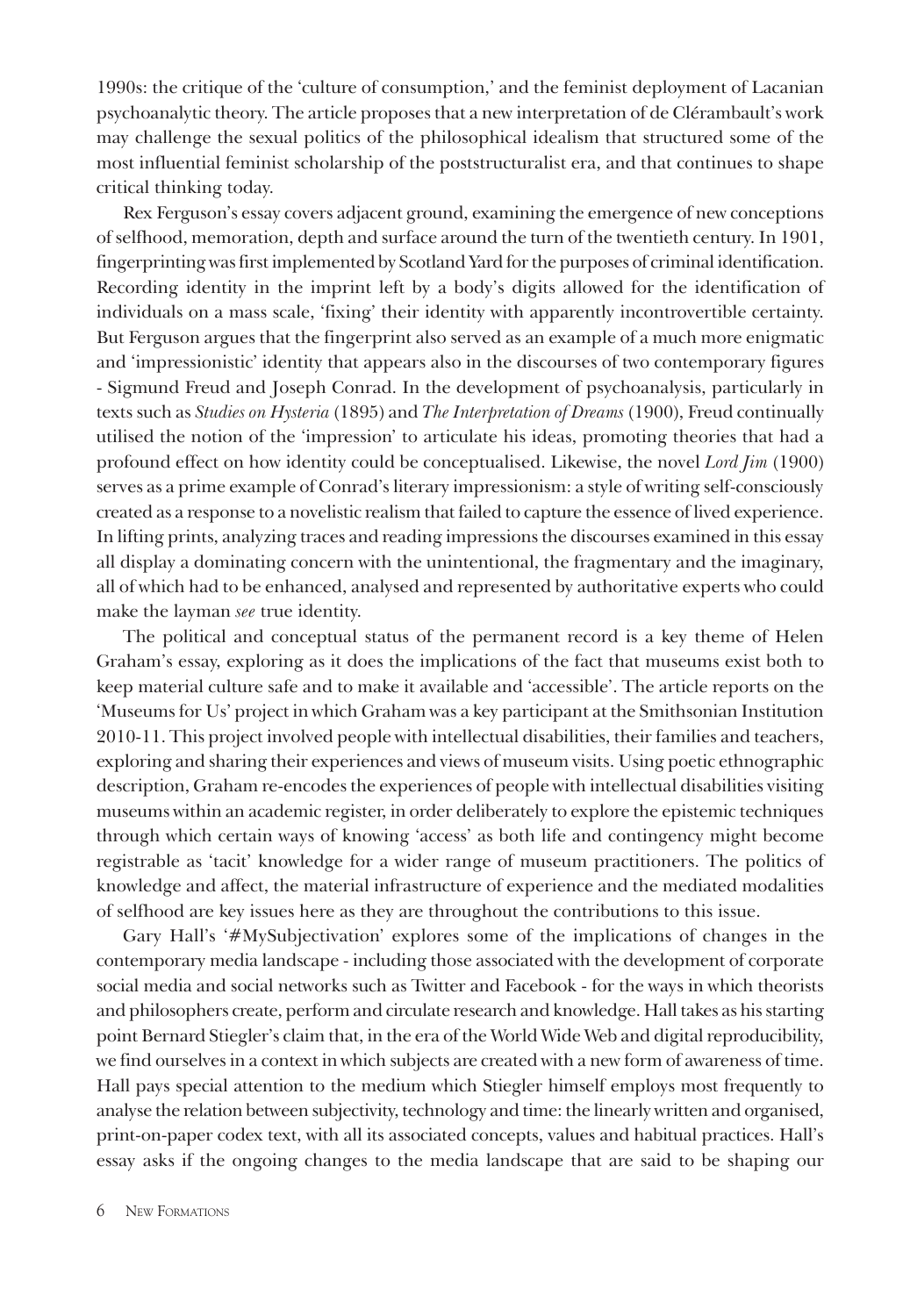1990s: the critique of the 'culture of consumption,' and the feminist deployment of Lacanian psychoanalytic theory. The article proposes that a new interpretation of de Clérambault's work may challenge the sexual politics of the philosophical idealism that structured some of the most influential feminist scholarship of the poststructuralist era, and that continues to shape critical thinking today.

Rex Ferguson's essay covers adjacent ground, examining the emergence of new conceptions of selfhood, memoration, depth and surface around the turn of the twentieth century. In 1901, fingerprinting was first implemented by Scotland Yard for the purposes of criminal identification. Recording identity in the imprint left by a body's digits allowed for the identification of individuals on a mass scale, 'fixing' their identity with apparently incontrovertible certainty. But Ferguson argues that the fingerprint also served as an example of a much more enigmatic and 'impressionistic' identity that appears also in the discourses of two contemporary figures - Sigmund Freud and Joseph Conrad. In the development of psychoanalysis, particularly in texts such as *Studies on Hysteria* (1895) and *The Interpretation of Dreams* (1900), Freud continually utilised the notion of the 'impression' to articulate his ideas, promoting theories that had a profound effect on how identity could be conceptualised. Likewise, the novel *Lord Jim* (1900) serves as a prime example of Conrad's literary impressionism: a style of writing self-consciously created as a response to a novelistic realism that failed to capture the essence of lived experience. In lifting prints, analyzing traces and reading impressions the discourses examined in this essay all display a dominating concern with the unintentional, the fragmentary and the imaginary, all of which had to be enhanced, analysed and represented by authoritative experts who could make the layman *see* true identity.

The political and conceptual status of the permanent record is a key theme of Helen Graham's essay, exploring as it does the implications of the fact that museums exist both to keep material culture safe and to make it available and 'accessible'. The article reports on the 'Museums for Us' project in which Graham was a key participant at the Smithsonian Institution 2010-11. This project involved people with intellectual disabilities, their families and teachers, exploring and sharing their experiences and views of museum visits. Using poetic ethnographic description, Graham re-encodes the experiences of people with intellectual disabilities visiting museums within an academic register, in order deliberately to explore the epistemic techniques through which certain ways of knowing 'access' as both life and contingency might become registrable as 'tacit' knowledge for a wider range of museum practitioners. The politics of knowledge and affect, the material infrastructure of experience and the mediated modalities of selfhood are key issues here as they are throughout the contributions to this issue.

Gary Hall's '#MySubjectivation' explores some of the implications of changes in the contemporary media landscape - including those associated with the development of corporate social media and social networks such as Twitter and Facebook - for the ways in which theorists and philosophers create, perform and circulate research and knowledge. Hall takes as his starting point Bernard Stiegler's claim that, in the era of the World Wide Web and digital reproducibility, we find ourselves in a context in which subjects are created with a new form of awareness of time. Hall pays special attention to the medium which Stiegler himself employs most frequently to analyse the relation between subjectivity, technology and time: the linearly written and organised, print-on-paper codex text, with all its associated concepts, values and habitual practices. Hall's essay asks if the ongoing changes to the media landscape that are said to be shaping our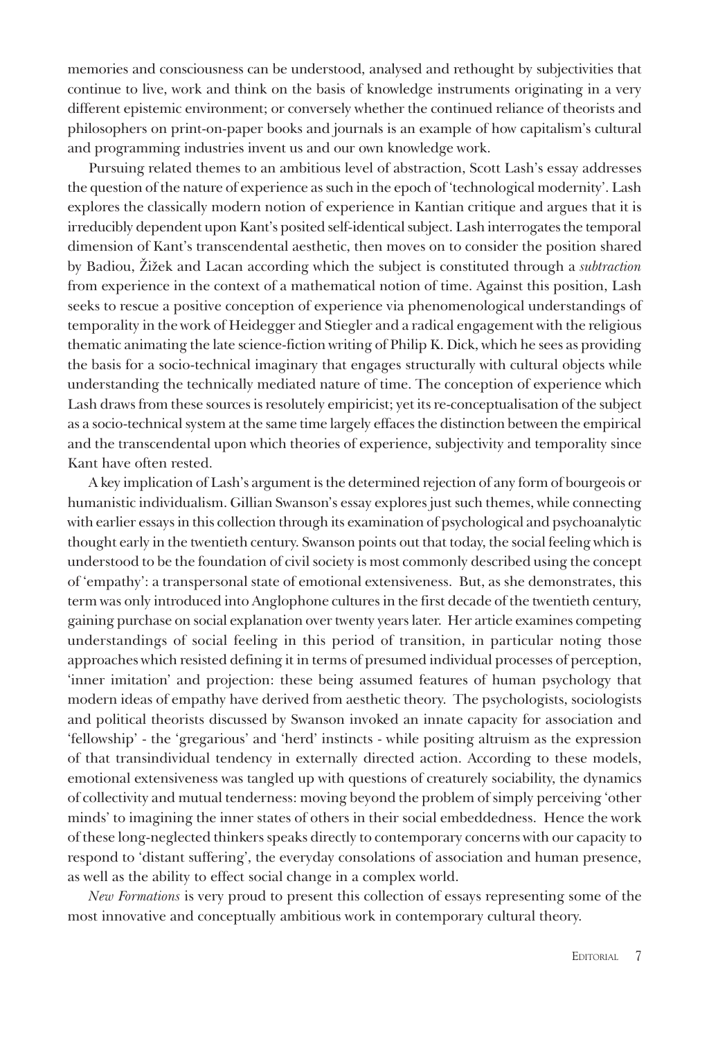memories and consciousness can be understood, analysed and rethought by subjectivities that continue to live, work and think on the basis of knowledge instruments originating in a very different epistemic environment; or conversely whether the continued reliance of theorists and philosophers on print-on-paper books and journals is an example of how capitalism's cultural and programming industries invent us and our own knowledge work.

Pursuing related themes to an ambitious level of abstraction, Scott Lash's essay addresses the question of the nature of experience as such in the epoch of 'technological modernity'. Lash explores the classically modern notion of experience in Kantian critique and argues that it is irreducibly dependent upon Kant's posited self-identical subject. Lash interrogates the temporal dimension of Kant's transcendental aesthetic, then moves on to consider the position shared by Badiou, Žižek and Lacan according which the subject is constituted through a *subtraction* from experience in the context of a mathematical notion of time. Against this position, Lash seeks to rescue a positive conception of experience via phenomenological understandings of temporality in the work of Heidegger and Stiegler and a radical engagement with the religious thematic animating the late science-fiction writing of Philip K. Dick, which he sees as providing the basis for a socio-technical imaginary that engages structurally with cultural objects while understanding the technically mediated nature of time. The conception of experience which Lash draws from these sources is resolutely empiricist; yet its re-conceptualisation of the subject as a socio-technical system at the same time largely effaces the distinction between the empirical and the transcendental upon which theories of experience, subjectivity and temporality since Kant have often rested.

A key implication of Lash's argument is the determined rejection of any form of bourgeois or humanistic individualism. Gillian Swanson's essay explores just such themes, while connecting with earlier essays in this collection through its examination of psychological and psychoanalytic thought early in the twentieth century. Swanson points out that today, the social feeling which is understood to be the foundation of civil society is most commonly described using the concept of 'empathy': a transpersonal state of emotional extensiveness. But, as she demonstrates, this term was only introduced into Anglophone cultures in the first decade of the twentieth century, gaining purchase on social explanation over twenty years later. Her article examines competing understandings of social feeling in this period of transition, in particular noting those approaches which resisted defining it in terms of presumed individual processes of perception, 'inner imitation' and projection: these being assumed features of human psychology that modern ideas of empathy have derived from aesthetic theory. The psychologists, sociologists and political theorists discussed by Swanson invoked an innate capacity for association and 'fellowship' - the 'gregarious' and 'herd' instincts - while positing altruism as the expression of that transindividual tendency in externally directed action. According to these models, emotional extensiveness was tangled up with questions of creaturely sociability, the dynamics of collectivity and mutual tenderness: moving beyond the problem of simply perceiving 'other minds' to imagining the inner states of others in their social embeddedness. Hence the work of these long-neglected thinkers speaks directly to contemporary concerns with our capacity to respond to 'distant suffering', the everyday consolations of association and human presence, as well as the ability to effect social change in a complex world.

*New Formations* is very proud to present this collection of essays representing some of the most innovative and conceptually ambitious work in contemporary cultural theory.